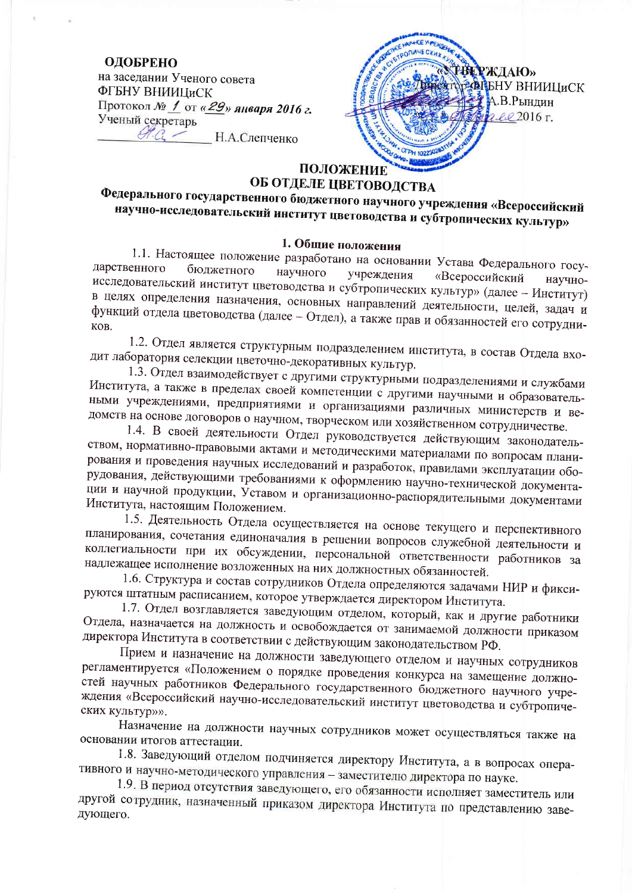**ОДОБРЕНО**
на заседании Ученого совета
ФГБНУ ВНИИЦиСК
Протокол № 1 от «29» января 2016 г.
Ученый секретарь
_____________ Н.А.Слепченко

«УТВЕРЖДАЮ»
Директор ФГБНУ ВНИИЦиСК
_____________ А.В.Рындин
_____________ 2016 г.

# ПОЛОЖЕНИЕ
# ОБ ОТДЕЛЕ ЦВЕТОВОДСТВА
## Федерального государственного бюджетного научного учреждения «Всероссийский научно-исследовательский институт цветоводства и субтропических культур»

### 1. Общие положения

1.1. Настоящее положение разработано на основании Устава Федерального государственного бюджетного научного учреждения «Всероссийский научно-исследовательский институт цветоводства и субтропических культур» (далее – Институт) в целях определения назначения, основных направлений деятельности, целей, задач и функций отдела цветоводства (далее – Отдел), а также прав и обязанностей его сотрудников.

1.2. Отдел является структурным подразделением института, в состав Отдела входит лаборатория селекции цветочно-декоративных культур.

1.3. Отдел взаимодействует с другими структурными подразделениями и службами Института, а также в пределах своей компетенции с другими научными и образовательными учреждениями, предприятиями и организациями различных министерств и ведомств на основе договоров о научном, творческом или хозяйственном сотрудничестве.

1.4. В своей деятельности Отдел руководствуется действующим законодательством, нормативно-правовыми актами и методическими материалами по вопросам планирования и проведения научных исследований и разработок, правилами эксплуатации оборудования, действующими требованиями к оформлению научно-технической документации и научной продукции, Уставом и организационно-распорядительными документами Института, настоящим Положением.

1.5. Деятельность Отдела осуществляется на основе текущего и перспективного планирования, сочетания единоначалия в решении вопросов служебной деятельности и коллегиальности при их обсуждении, персональной ответственности работников за надлежащее исполнение возложенных на них должностных обязанностей.

1.6. Структура и состав сотрудников Отдела определяются задачами НИР и фиксируются штатным расписанием, которое утверждается директором Института.

1.7. Отдел возглавляется заведующим отделом, который, как и другие работники Отдела, назначается на должность и освобождается от занимаемой должности приказом директора Института в соответствии с действующим законодательством РФ.

Прием и назначение на должности заведующего отделом и научных сотрудников регламентируется «Положением о порядке проведения конкурса на замещение должностей научных работников Федерального государственного бюджетного научного учреждения «Всероссийский научно-исследовательский институт цветоводства и субтропических культур»».

Назначение на должности научных сотрудников может осуществляться также на основании итогов аттестации.

1.8. Заведующий отделом подчиняется директору Института, а в вопросах оперативного и научно-методического управления – заместителю директора по науке.

1.9. В период отсутствия заведующего, его обязанности исполняет заместитель или другой сотрудник, назначенный приказом директора Института по представлению заведующего.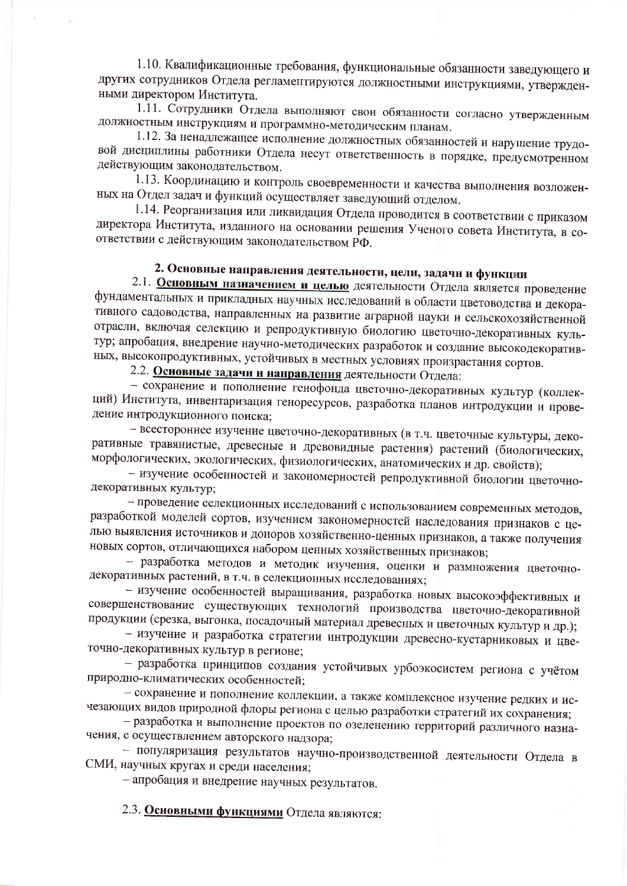1.10. Квалификационные требования, функциональные обязанности заведующего и других сотрудников Отдела регламентируются должностными инструкциями, утвержденными директором Института.

1.11. Сотрудники Отдела выполняют свои обязанности согласно утвержденным должностным инструкциям и программно-методическим планам.

1.12. За ненадлежащее исполнение должностных обязанностей и нарушение трудовой дисциплины работники Отдела несут ответственность в порядке, предусмотренном действующим законодательством.

1.13. Координацию и контроль своевременности и качества выполнения возложенных на Отдел задач и функций осуществляет заведующий отделом.

1.14. Реорганизация или ликвидация Отдела проводится в соответствии с приказом директора Института, изданного на основании решения Ученого совета Института, в соответствии с действующим законодательством РФ.

## 2. Основные направления деятельности, цели, задачи и функции

2.1. **Основным назначением и целью** деятельности Отдела является проведение фундаментальных и прикладных научных исследований в области цветоводства и декоративного садоводства, направленных на развитие аграрной науки и сельскохозяйственной отрасли, включая селекцию и репродуктивную биологию цветочно-декоративных культур; апробация, внедрение научно-методических разработок и создание высокодекоративных, высокопродуктивных, устойчивых в местных условиях произрастания сортов.

2.2. **Основные задачи и направления** деятельности Отдела:

– сохранение и пополнение генофонда цветочно-декоративных культур (коллекций) Института, инвентаризация генересурсов, разработка планов интродукции и проведение интродукционного поиска;

– всестороннее изучение цветочно-декоративных (в т.ч. цветочные культуры, декоративные травянистые, древесные и древовидные растения) растений (биологических, морфологических, экологических, физиологических, анатомических и др. свойств);

– изучение особенностей и закономерностей репродуктивной биологии цветочно-декоративных культур;

– проведение селекционных исследований с использованием современных методов, разработкой моделей сортов, изучением закономерностей наследования признаков с целью выявления источников и доноров хозяйственно-ценных признаков, а также получения новых сортов, отличающихся набором ценных хозяйственных признаков;

– разработка методов и методик изучения, оценки и размножения цветочно-декоративных растений, в т.ч. в селекционных исследованиях;

– изучение особенностей выращивания, разработка новых высокоэффективных и совершенствование существующих технологий производства цветочно-декоративной продукции (срезка, выгонка, посадочный материал древесных и цветочных культур и др.);

– изучение и разработка стратегии интродукции древесно-кустарниковых и цветочно-декоративных культур в регионе;

– разработка принципов создания устойчивых урбоэкосистем региона с учётом природно-климатических особенностей;

– сохранение и пополнение коллекции, а также комплексное изучение редких и исчезающих видов природной флоры региона с целью разработки стратегий их сохранения;

– разработка и выполнение проектов по озеленению территорий различного назначения, с осуществлением авторского надзора;

– популяризация результатов научно-производственной деятельности Отдела в СМИ, научных кругах и среди населения;

– апробация и внедрение научных результатов.

2.3. **Основными функциями** Отдела являются: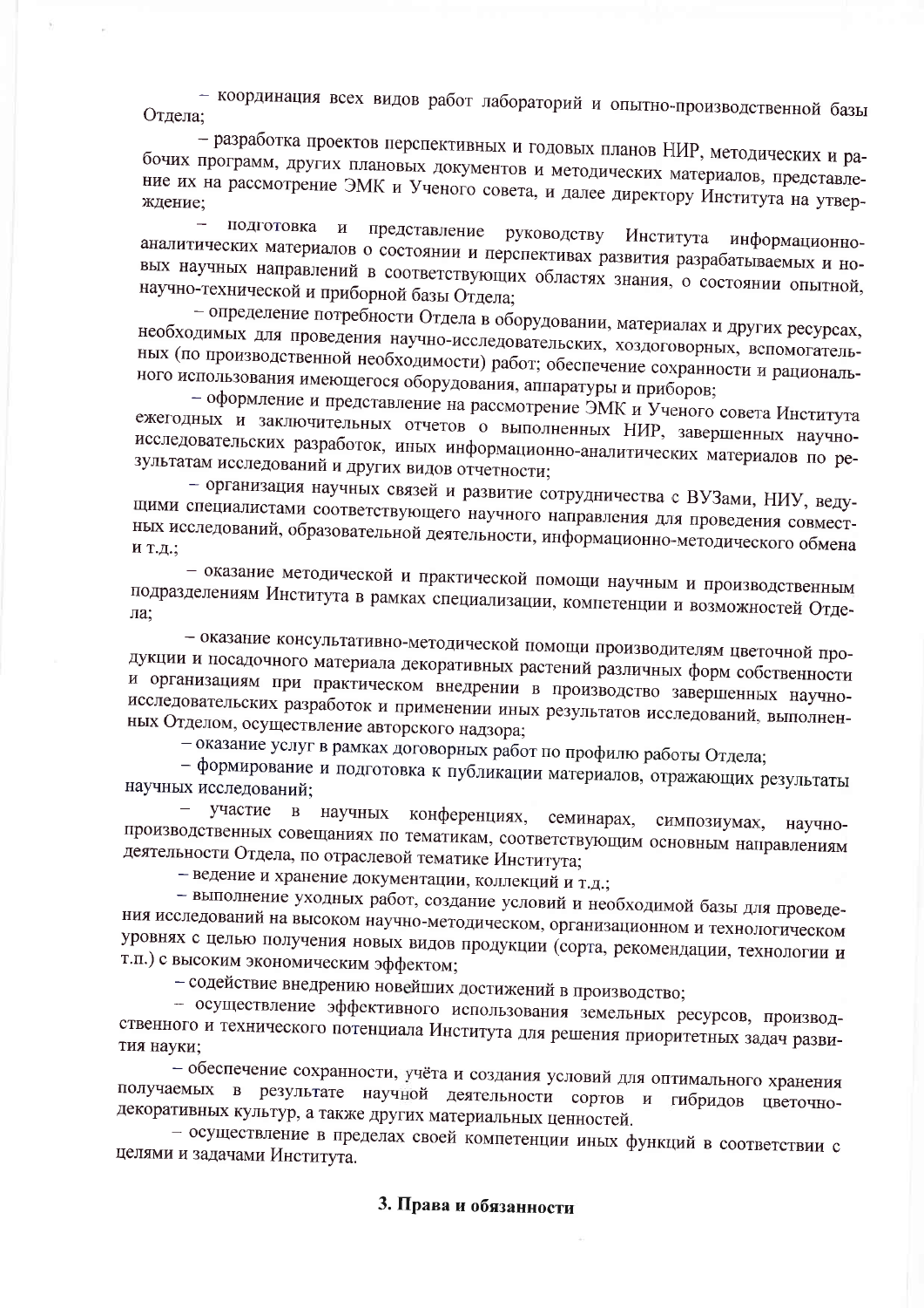– координация всех видов работ лабораторий и опытно-производственной базы Отдела;

– разработка проектов перспективных и годовых планов НИР, методических и рабочих программ, других плановых документов и методических материалов, представление их на рассмотрение ЭМК и Ученого совета, и далее директору Института на утверждение;

– подготовка и представление руководству Института информационно-аналитических материалов о состоянии и перспективах развития разрабатываемых и новых научных направлений в соответствующих областях знания, о состоянии опытной, научно-технической и приборной базы Отдела;

– определение потребности Отдела в оборудовании, материалах и других ресурсах, необходимых для проведения научно-исследовательских, хоздоговорных, вспомогательных (по производственной необходимости) работ; обеспечение сохранности и рационального использования имеющегося оборудования, аппаратуры и приборов;

– оформление и представление на рассмотрение ЭМК и Ученого совета Института ежегодных и заключительных отчетов о выполненных НИР, завершенных научно-исследовательских разработок, иных информационно-аналитических материалов по результатам исследований и других видов отчетности;

– организация научных связей и развитие сотрудничества с ВУЗами, НИУ, ведущими специалистами соответствующего научного направления для проведения совместных исследований, образовательной деятельности, информационно-методического обмена и т.д.;

– оказание методической и практической помощи научным и производственным подразделениям Института в рамках специализации, компетенции и возможностей Отдела;

– оказание консультативно-методической помощи производителям цветочной продукции и посадочного материала декоративных растений различных форм собственности и организациям при практическом внедрении в производство завершенных научно-исследовательских разработок и применении иных результатов исследований, выполненных Отделом, осуществление авторского надзора;

– оказание услуг в рамках договорных работ по профилю работы Отдела;

– формирование и подготовка к публикации материалов, отражающих результаты научных исследований;

– участие в научных конференциях, семинарах, симпозиумах, научно-производственных совещаниях по тематикам, соответствующим основным направлениям деятельности Отдела, по отраслевой тематике Института;

– ведение и хранение документации, коллекций и т.д.;

– выполнение уходных работ, создание условий и необходимой базы для проведения исследований на высоком научно-методическом, организационном и технологическом уровнях с целью получения новых видов продукции (сорта, рекомендации, технологии и т.п.) с высоким экономическим эффектом;

– содействие внедрению новейших достижений в производство;

– осуществление эффективного использования земельных ресурсов, производственного и технического потенциала Института для решения приоритетных задач развития науки;

– обеспечение сохранности, учёта и создания условий для оптимального хранения получаемых в результате научной деятельности сортов и гибридов цветочно-декоративных культур, а также других материальных ценностей.

– осуществление в пределах своей компетенции иных функций в соответствии с целями и задачами Института.

## 3. Права и обязанности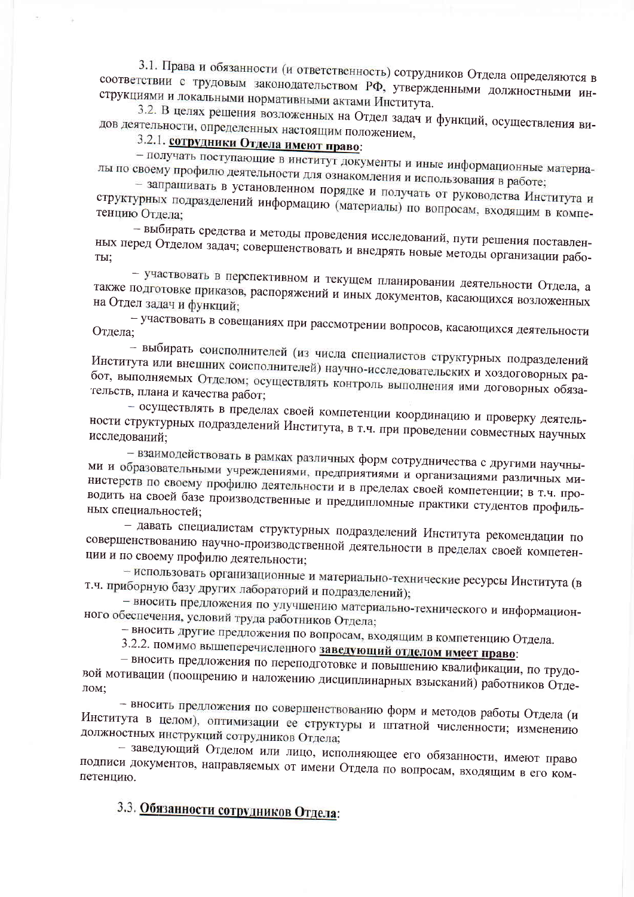3.1. Права и обязанности (и ответственность) сотрудников Отдела определяются в соответствии с трудовым законодательством РФ, утвержденными должностными инструкциями и локальными нормативными актами Института.

3.2. В целях решения возложенных на Отдел задач и функций, осуществления видов деятельности, определенных настоящим положением,

3.2.1. **сотрудники Отдела имеют право**:

– получать поступающие в институт документы и иные информационные материалы по своему профилю деятельности для ознакомления и использования в работе;

– запрашивать в установленном порядке и получать от руководства Института и структурных подразделений информацию (материалы) по вопросам, входящим в компетенцию Отдела;

– выбирать средства и методы проведения исследований, пути решения поставленных перед Отделом задач; совершенствовать и внедрять новые методы организации работы;

– участвовать в перспективном и текущем планировании деятельности Отдела, а также подготовке приказов, распоряжений и иных документов, касающихся возложенных на Отдел задач и функций;

– участвовать в совещаниях при рассмотрении вопросов, касающихся деятельности Отдела;

– выбирать соисполнителей (из числа специалистов структурных подразделений Института или внешних соисполнителей) научно-исследовательских и хоздоговорных работ, выполняемых Отделом; осуществлять контроль выполнения ими договорных обязательств, плана и качества работ;

– осуществлять в пределах своей компетенции координацию и проверку деятельности структурных подразделений Института, в т.ч. при проведении совместных научных исследований;

– взаимодействовать в рамках различных форм сотрудничества с другими научными и образовательными учреждениями, предприятиями и организациями различных министерств по своему профилю деятельности и в пределах своей компетенции; в т.ч. проводить на своей базе производственные и преддипломные практики студентов профильных специальностей;

– давать специалистам структурных подразделений Института рекомендации по совершенствованию научно-производственной деятельности в пределах своей компетенции и по своему профилю деятельности;

– использовать организационные и материально-технические ресурсы Института (в т.ч. приборную базу других лабораторий и подразделений);

– вносить предложения по улучшению материально-технического и информационного обеспечения, условий труда работников Отдела;

– вносить другие предложения по вопросам, входящим в компетенцию Отдела.

3.2.2. помимо вышеперечисленного **заведующий отделом имеет право**:

– вносить предложения по переподготовке и повышению квалификации, по трудовой мотивации (поощрению и наложению дисциплинарных взысканий) работников Отделом;

– вносить предложения по совершенствованию форм и методов работы Отдела (и Института в целом), оптимизации ее структуры и штатной численности; изменению должностных инструкций сотрудников Отдела;

– заведующий Отделом или лицо, исполняющее его обязанности, имеют право подписи документов, направляемых от имени Отдела по вопросам, входящим в его компетенцию.

3.3. **Обязанности сотрудников Отдела**: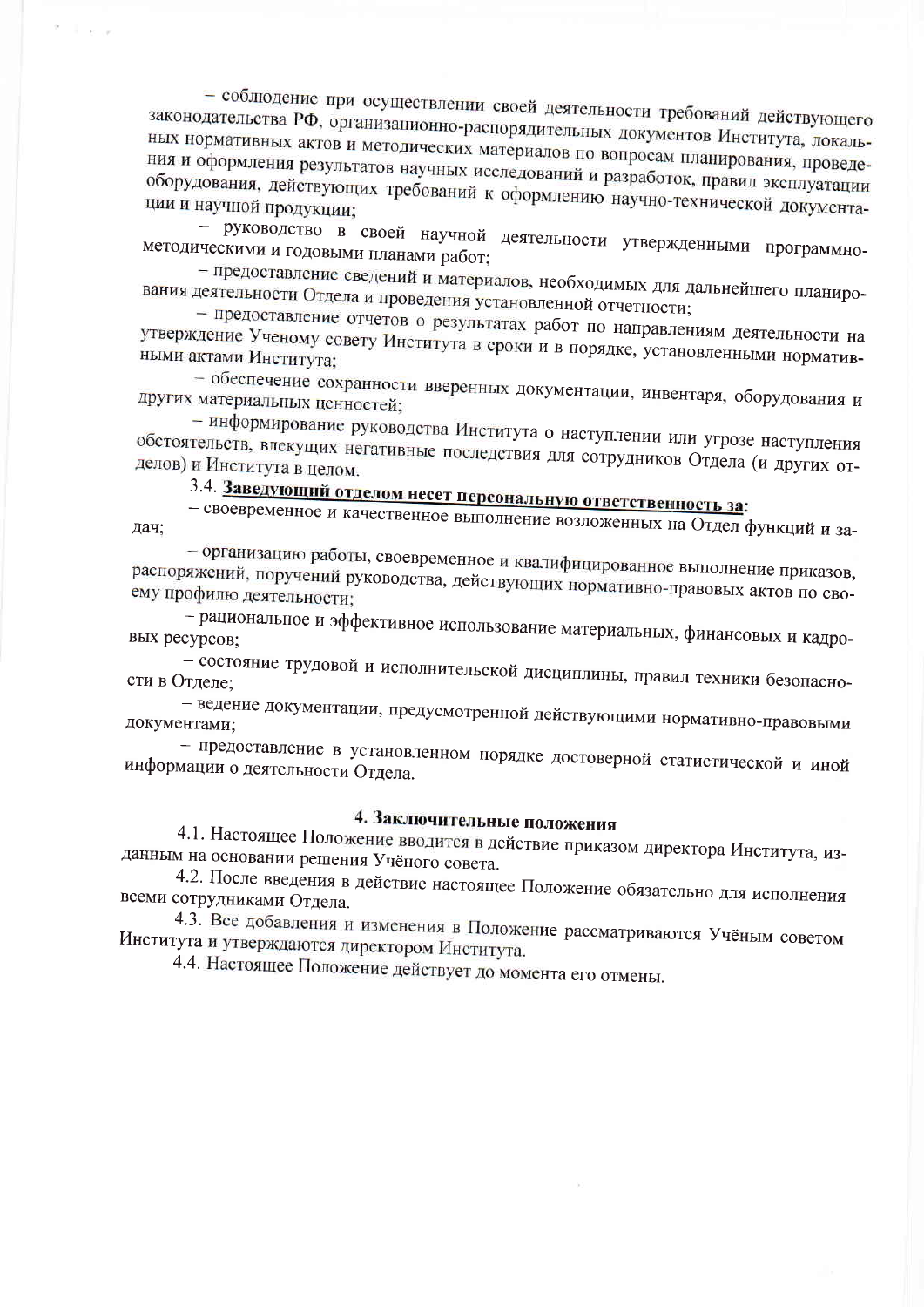– соблюдение при осуществлении своей деятельности требований действующего законодательства РФ, организационно-распорядительных документов Института, локальных нормативных актов и методических материалов по вопросам планирования, проведения и оформления результатов научных исследований и разработок, правил эксплуатации оборудования, действующих требований к оформлению научно-технической документации и научной продукции;

– руководство в своей научной деятельности утвержденными программно-методическими и годовыми планами работ;

– предоставление сведений и материалов, необходимых для дальнейшего планирования деятельности Отдела и проведения установленной отчетности;

– предоставление отчетов о результатах работ по направлениям деятельности на утверждение Ученому совету Института в сроки и в порядке, установленными нормативными актами Института;

– обеспечение сохранности вверенных документации, инвентаря, оборудования и других материальных ценностей;

– информирование руководства Института о наступлении или угрозе наступления обстоятельств, влекущих негативные последствия для сотрудников Отдела (и других отделов) и Института в целом.

3.4. **Заведующий отделом несет персональную ответственность за:**

– своевременное и качественное выполнение возложенных на Отдел функций и задач;

– организацию работы, своевременное и квалифицированное выполнение приказов, распоряжений, поручений руководства, действующих нормативно-правовых актов по своему профилю деятельности;

– рациональное и эффективное использование материальных, финансовых и кадровых ресурсов;

– состояние трудовой и исполнительской дисциплины, правил техники безопасности в Отделе;

– ведение документации, предусмотренной действующими нормативно-правовыми документами;

– предоставление в установленном порядке достоверной статистической и иной информации о деятельности Отдела.

## 4. Заключительные положения

4.1. Настоящее Положение вводится в действие приказом директора Института, изданным на основании решения Учёного совета.

4.2. После введения в действие настоящее Положение обязательно для исполнения всеми сотрудниками Отдела.

4.3. Все добавления и изменения в Положение рассматриваются Учёным советом Института и утверждаются директором Института.

4.4. Настоящее Положение действует до момента его отмены.